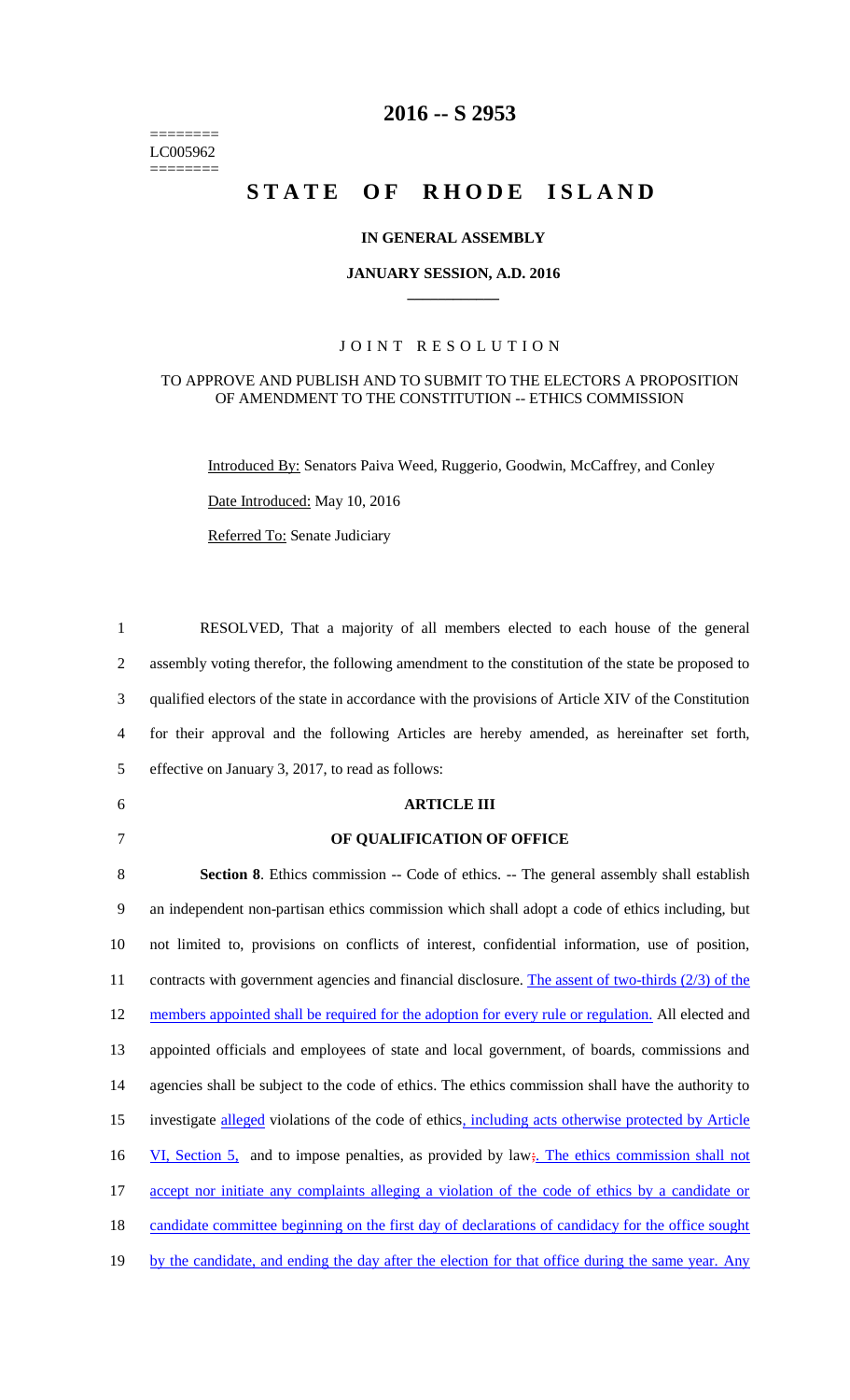# 2016 -- S 2953

========
LC005962
========

# STATE OF RHODE ISLAND

## IN GENERAL ASSEMBLY

### JANUARY SESSION, A.D. 2016

---

JOINT RESOLUTION

TO APPROVE AND PUBLISH AND TO SUBMIT TO THE ELECTORS A PROPOSITION OF AMENDMENT TO THE CONSTITUTION -- ETHICS COMMISSION

Introduced By: Senators Paiva Weed, Ruggerio, Goodwin, McCaffrey, and Conley

Date Introduced: May 10, 2016

Referred To: Senate Judiciary

RESOLVED, That a majority of all members elected to each house of the general assembly voting therefor, the following amendment to the constitution of the state be proposed to qualified electors of the state in accordance with the provisions of Article XIV of the Constitution for their approval and the following Articles are hereby amended, as hereinafter set forth, effective on January 3, 2017, to read as follows:

**ARTICLE III**

**OF QUALIFICATION OF OFFICE**

**Section 8**. Ethics commission -- Code of ethics. -- The general assembly shall establish an independent non-partisan ethics commission which shall adopt a code of ethics including, but not limited to, provisions on conflicts of interest, confidential information, use of position, contracts with government agencies and financial disclosure. The assent of two-thirds (2/3) of the members appointed shall be required for the adoption for every rule or regulation. All elected and appointed officials and employees of state and local government, of boards, commissions and agencies shall be subject to the code of ethics. The ethics commission shall have the authority to investigate alleged violations of the code of ethics, including acts otherwise protected by Article VI, Section 5, and to impose penalties, as provided by law;. The ethics commission shall not accept nor initiate any complaints alleging a violation of the code of ethics by a candidate or candidate committee beginning on the first day of declarations of candidacy for the office sought by the candidate, and ending the day after the election for that office during the same year. Any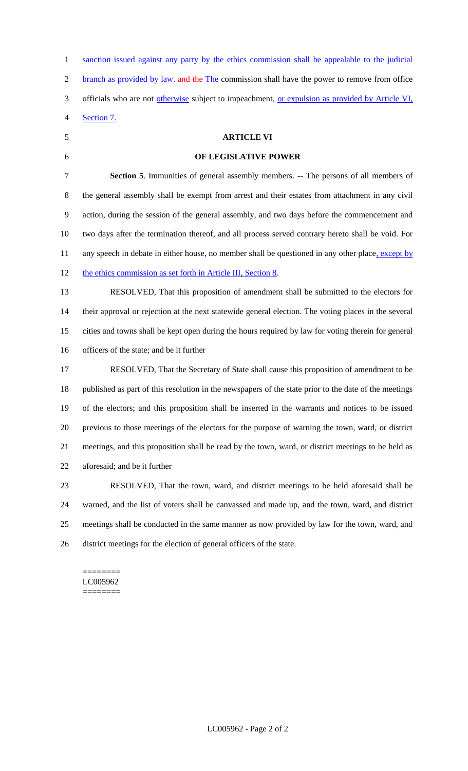sanction issued against any party by the ethics commission shall be appealable to the judicial branch as provided by law. ~~and the~~ The commission shall have the power to remove from office officials who are not otherwise subject to impeachment, or expulsion as provided by Article VI, Section 7.

**ARTICLE VI**

**OF LEGISLATIVE POWER**

**Section 5**. Immunities of general assembly members. -- The persons of all members of the general assembly shall be exempt from arrest and their estates from attachment in any civil action, during the session of the general assembly, and two days before the commencement and two days after the termination thereof, and all process served contrary hereto shall be void. For any speech in debate in either house, no member shall be questioned in any other place, except by the ethics commission as set forth in Article III, Section 8.

RESOLVED, That this proposition of amendment shall be submitted to the electors for their approval or rejection at the next statewide general election. The voting places in the several cities and towns shall be kept open during the hours required by law for voting therein for general officers of the state; and be it further

RESOLVED, That the Secretary of State shall cause this proposition of amendment to be published as part of this resolution in the newspapers of the state prior to the date of the meetings of the electors; and this proposition shall be inserted in the warrants and notices to be issued previous to those meetings of the electors for the purpose of warning the town, ward, or district meetings, and this proposition shall be read by the town, ward, or district meetings to be held as aforesaid; and be it further

RESOLVED, That the town, ward, and district meetings to be held aforesaid shall be warned, and the list of voters shall be canvassed and made up, and the town, ward, and district meetings shall be conducted in the same manner as now provided by law for the town, ward, and district meetings for the election of general officers of the state.

========
LC005962
========